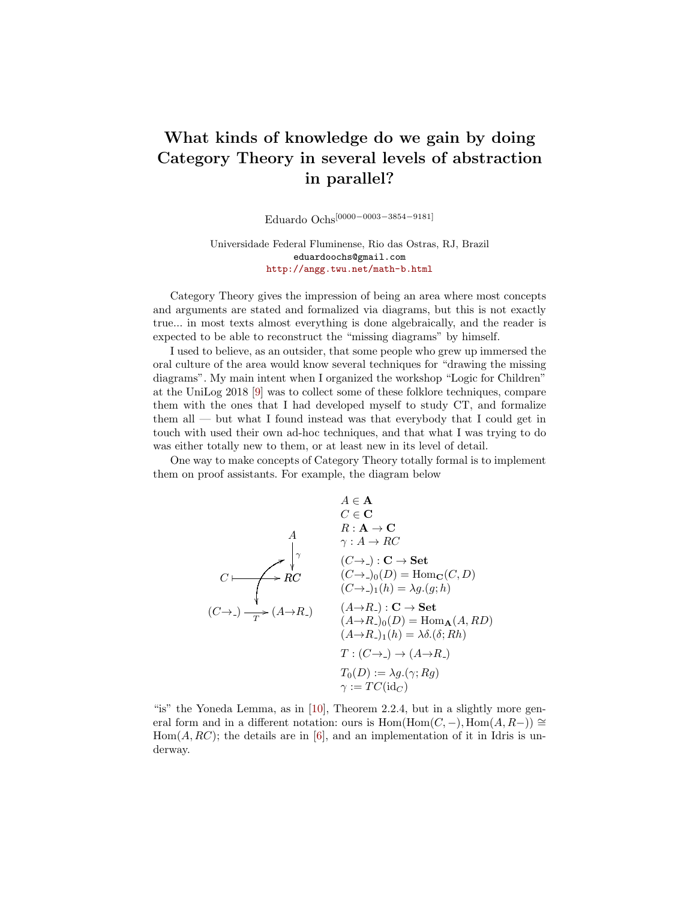# What kinds of knowledge do we gain by doing Category Theory in several levels of abstraction in parallel?

Eduardo Ochs[0000−0003−3854−9181]

Universidade Federal Fluminense, Rio das Ostras, RJ, Brazil
eduardoochs@gmail.com
http://angg.twu.net/math-b.html

Category Theory gives the impression of being an area where most concepts and arguments are stated and formalized via diagrams, but this is not exactly true... in most texts almost everything is done algebraically, and the reader is expected to be able to reconstruct the “missing diagrams” by himself.

I used to believe, as an outsider, that some people who grew up immersed the oral culture of the area would know several techniques for “drawing the missing diagrams”. My main intent when I organized the workshop “Logic for Children” at the UniLog 2018 [9] was to collect some of these folklore techniques, compare them with the ones that I had developed myself to study CT, and formalize them all — but what I found instead was that everybody that I could get in touch with used their own ad-hoc techniques, and that what I was trying to do was either totally new to them, or at least new in its level of detail.

One way to make concepts of Category Theory totally formal is to implement them on proof assistants. For example, the diagram below

$$
\begin{array}{ccc}
 & & A \\
 & & \downarrow \gamma \\
C & \longmapsto & RC \\
 & & \\
(C\to\_) & \xrightarrow[T]{} & (A\to R\_)
\end{array}
\qquad
\begin{array}{l}
A \in \mathbf{A} \\
C \in \mathbf{C} \\
R : \mathbf{A} \to \mathbf{C} \\
\gamma : A \to RC \\
(C\to\_) : \mathbf{C} \to \mathbf{Set} \\
(C\to\_)_0(D) = \mathrm{Hom}_{\mathbf{C}}(C, D) \\
(C\to\_)_1(h) = \lambda g.(g; h) \\
(A\to R\_) : \mathbf{C} \to \mathbf{Set} \\
(A\to R\_)_0(D) = \mathrm{Hom}_{\mathbf{A}}(A, RD) \\
(A\to R\_)_1(h) = \lambda\delta.(\delta; Rh) \\
T : (C\to\_) \to (A\to R\_) \\
T_0(D) := \lambda g.(\gamma; Rg) \\
\gamma := TC(\mathrm{id}_C)
\end{array}
$$

“is” the Yoneda Lemma, as in [10], Theorem 2.2.4, but in a slightly more general form and in a different notation: ours is $\mathrm{Hom}(\mathrm{Hom}(C,-),\mathrm{Hom}(A,R-)) \cong \mathrm{Hom}(A,RC)$; the details are in [6], and an implementation of it in Idris is underway.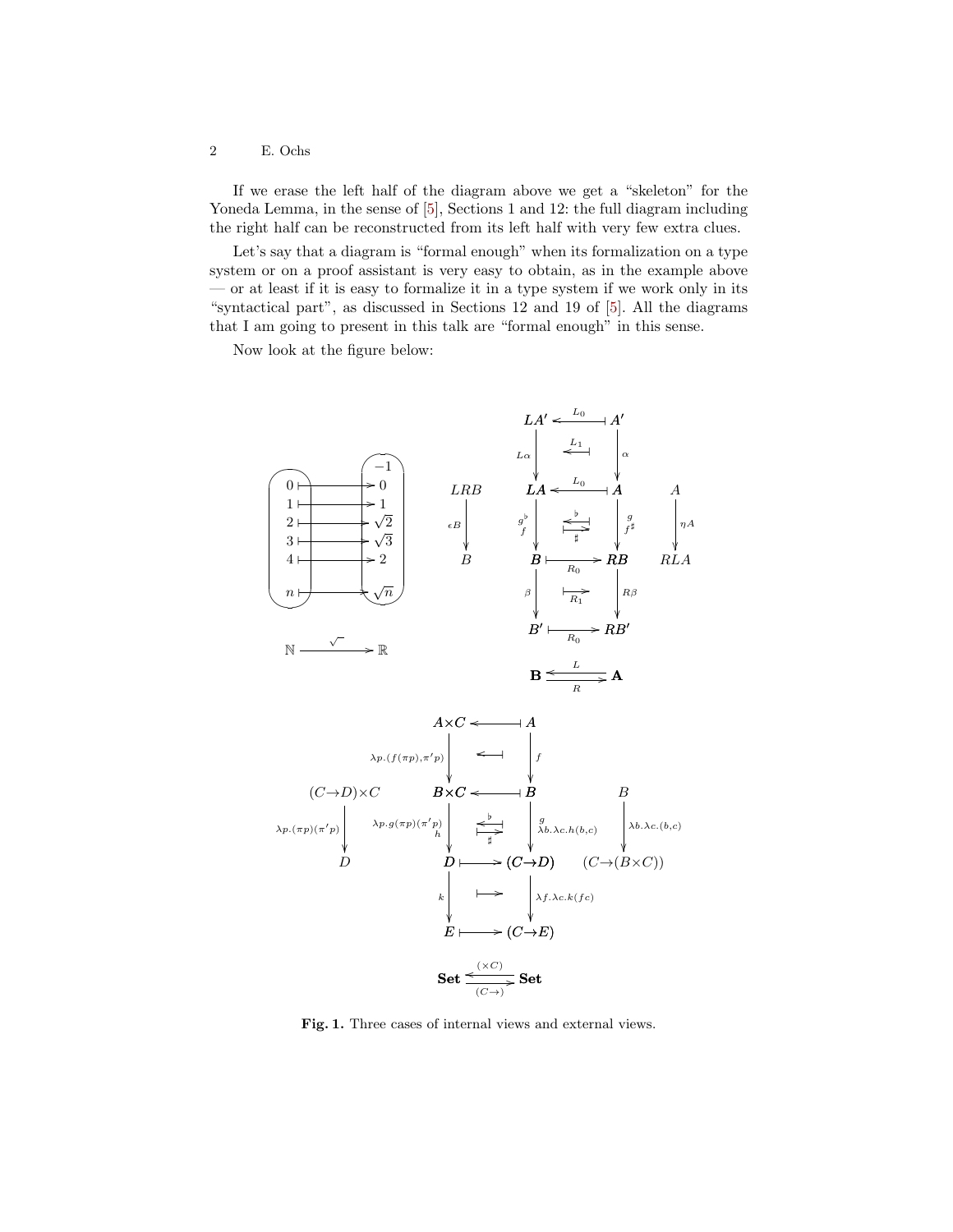If we erase the left half of the diagram above we get a "skeleton" for the Yoneda Lemma, in the sense of [5], Sections 1 and 12: the full diagram including the right half can be reconstructed from its left half with very few extra clues.

Let's say that a diagram is "formal enough" when its formalization on a type system or on a proof assistant is very easy to obtain, as in the example above — or at least if it is easy to formalize it in a type system if we work only in its "syntactical part", as discussed in Sections 12 and 19 of [5]. All the diagrams that I am going to present in this talk are "formal enough" in this sense.

Now look at the figure below:

**Fig. 1.** Three cases of internal views and external views.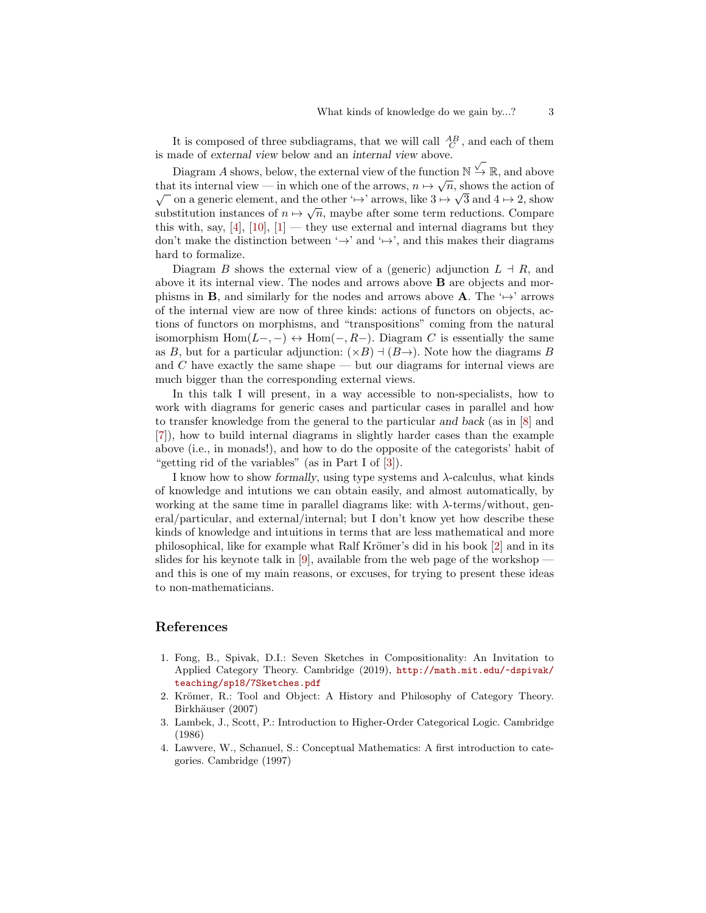It is composed of three subdiagrams, that we will call $\frac{AB}{C}$, and each of them is made of *external view* below and an *internal view* above.

Diagram $A$ shows, below, the external view of the function $\mathbb{N} \overset{\sqrt{}}{\to} \mathbb{R}$, and above that its internal view — in which one of the arrows, $n \mapsto \sqrt{n}$, shows the action of $\sqrt{}$ on a generic element, and the other '$\mapsto$' arrows, like $3 \mapsto \sqrt{3}$ and $4 \mapsto 2$, show substitution instances of $n \mapsto \sqrt{n}$, maybe after some term reductions. Compare this with, say, [4], [10], [1] — they use external and internal diagrams but they don't make the distinction between '$\to$' and '$\mapsto$', and this makes their diagrams hard to formalize.

Diagram $B$ shows the external view of a (generic) adjunction $L \dashv R$, and above it its internal view. The nodes and arrows above $\mathbf{B}$ are objects and morphisms in $\mathbf{B}$, and similarly for the nodes and arrows above $\mathbf{A}$. The '$\mapsto$' arrows of the internal view are now of three kinds: actions of functors on objects, actions of functors on morphisms, and "transpositions" coming from the natural isomorphism $\mathrm{Hom}(L-,-) \leftrightarrow \mathrm{Hom}(-,R-)$. Diagram $C$ is essentially the same as $B$, but for a particular adjunction: $(\times B) \dashv (B \to)$. Note how the diagrams $B$ and $C$ have exactly the same shape — but our diagrams for internal views are much bigger than the corresponding external views.

In this talk I will present, in a way accessible to non-specialists, how to work with diagrams for generic cases and particular cases in parallel and how to transfer knowledge from the general to the particular *and back* (as in [8] and [7]), how to build internal diagrams in slightly harder cases than the example above (i.e., in monads!), and how to do the opposite of the categorists' habit of "getting rid of the variables" (as in Part I of [3]).

I know how to show *formally*, using type systems and $\lambda$-calculus, what kinds of knowledge and intutions we can obtain easily, and almost automatically, by working at the same time in parallel diagrams like: with $\lambda$-terms/without, general/particular, and external/internal; but I don't know yet how describe these kinds of knowledge and intuitions in terms that are less mathematical and more philosophical, like for example what Ralf Krömer's did in his book [2] and in its slides for his keynote talk in [9], available from the web page of the workshop — and this is one of my main reasons, or excuses, for trying to present these ideas to non-mathematicians.

## References

1. Fong, B., Spivak, D.I.: Seven Sketches in Compositionality: An Invitation to Applied Category Theory. Cambridge (2019), http://math.mit.edu/~dspivak/teaching/sp18/7Sketches.pdf
2. Krömer, R.: Tool and Object: A History and Philosophy of Category Theory. Birkhäuser (2007)
3. Lambek, J., Scott, P.: Introduction to Higher-Order Categorical Logic. Cambridge (1986)
4. Lawvere, W., Schanuel, S.: Conceptual Mathematics: A first introduction to categories. Cambridge (1997)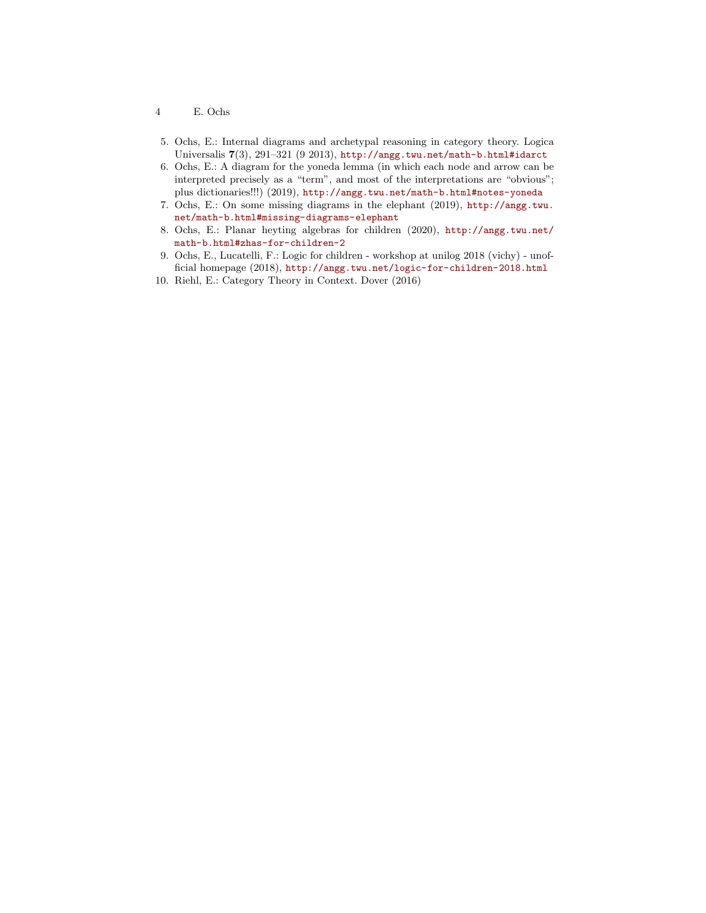5. Ochs, E.: Internal diagrams and archetypal reasoning in category theory. Logica Universalis **7**(3), 291–321 (9 2013), http://angg.twu.net/math-b.html#idarct
6. Ochs, E.: A diagram for the yoneda lemma (in which each node and arrow can be interpreted precisely as a "term", and most of the interpretations are "obvious"; plus dictionaries!!!) (2019), http://angg.twu.net/math-b.html#notes-yoneda
7. Ochs, E.: On some missing diagrams in the elephant (2019), http://angg.twu.net/math-b.html#missing-diagrams-elephant
8. Ochs, E.: Planar heyting algebras for children (2020), http://angg.twu.net/math-b.html#zhas-for-children-2
9. Ochs, E., Lucatelli, F.: Logic for children - workshop at unilog 2018 (vichy) - unofficial homepage (2018), http://angg.twu.net/logic-for-children-2018.html
10. Riehl, E.: Category Theory in Context. Dover (2016)